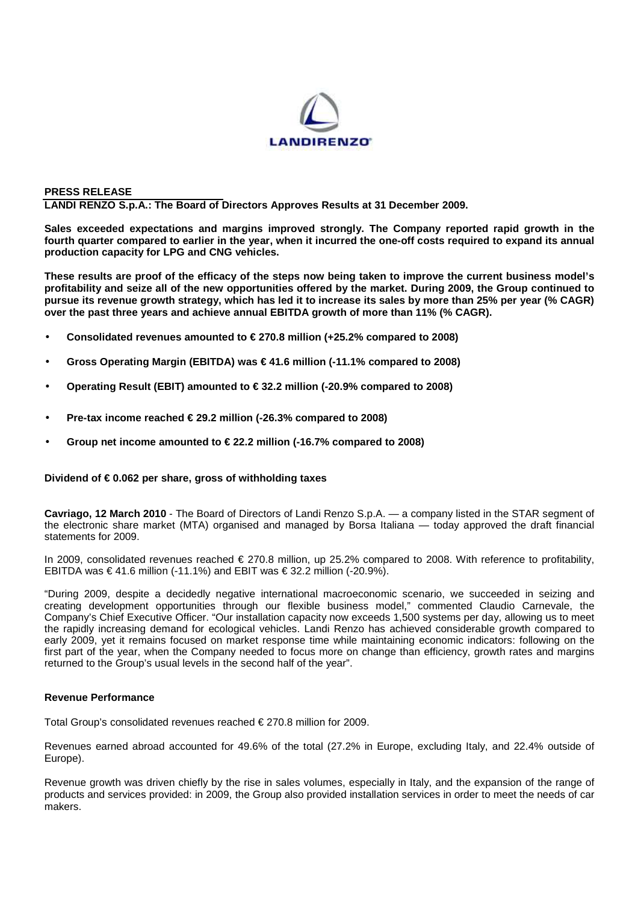**PRESS RELEASE**

**LANDI RENZO S.p.A.: The Board of Directors Approves Results at 31 December 2009.**

**Sales exceeded expectations and margins improved strongly. The Company reported rapid growth in the fourth quarter compared to earlier in the year, when it incurred the one-off costs required to expand its annual production capacity for LPG and CNG vehicles.**

**These results are proof of the efficacy of the steps now being taken to improve the current business model's profitability and seize all of the new opportunities offered by the market. During 2009, the Group continued to pursue its revenue growth strategy, which has led it to increase its sales by more than 25% per year (% CAGR) over the past three years and achieve annual EBITDA growth of more than 11% (% CAGR).**

- **Consolidated revenues amounted to € 270.8 million (+25.2% compared to 2008)**
- **Gross Operating Margin (EBITDA) was € 41.6 million (-11.1% compared to 2008)**
- **Operating Result (EBIT) amounted to € 32.2 million (-20.9% compared to 2008)**
- **Pre-tax income reached € 29.2 million (-26.3% compared to 2008)**
- **Group net income amounted to € 22.2 million (-16.7% compared to 2008)**

**Dividend of € 0.062 per share, gross of withholding taxes**

**Cavriago, 12 March 2010** - The Board of Directors of Landi Renzo S.p.A. — a company listed in the STAR segment of the electronic share market (MTA) organised and managed by Borsa Italiana — today approved the draft financial statements for 2009.

In 2009, consolidated revenues reached € 270.8 million, up 25.2% compared to 2008. With reference to profitability, EBITDA was € 41.6 million (-11.1%) and EBIT was € 32.2 million (-20.9%).

"During 2009, despite a decidedly negative international macroeconomic scenario, we succeeded in seizing and creating development opportunities through our flexible business model," commented Claudio Carnevale, the Company's Chief Executive Officer. "Our installation capacity now exceeds 1,500 systems per day, allowing us to meet the rapidly increasing demand for ecological vehicles. Landi Renzo has achieved considerable growth compared to early 2009, yet it remains focused on market response time while maintaining economic indicators: following on the first part of the year, when the Company needed to focus more on change than efficiency, growth rates and margins returned to the Group's usual levels in the second half of the year".

**Revenue Performance**

Total Group's consolidated revenues reached € 270.8 million for 2009.

Revenues earned abroad accounted for 49.6% of the total (27.2% in Europe, excluding Italy, and 22.4% outside of Europe).

Revenue growth was driven chiefly by the rise in sales volumes, especially in Italy, and the expansion of the range of products and services provided: in 2009, the Group also provided installation services in order to meet the needs of car makers.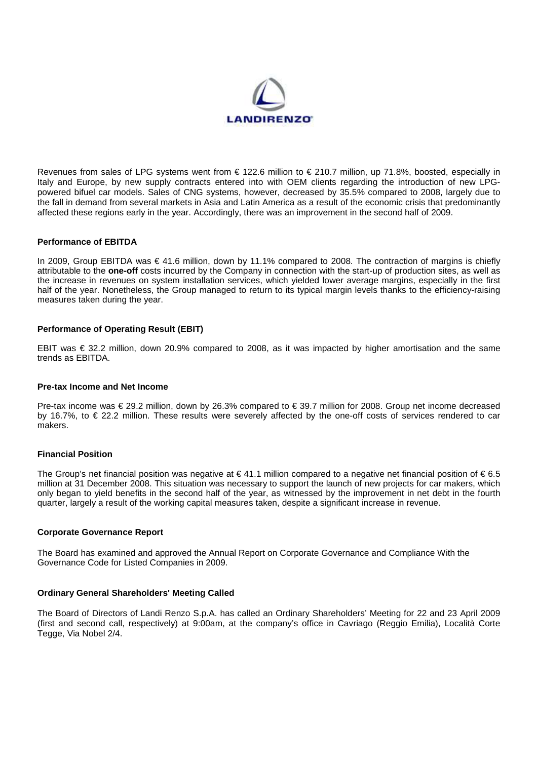Revenues from sales of LPG systems went from € 122.6 million to € 210.7 million, up 71.8%, boosted, especially in Italy and Europe, by new supply contracts entered into with OEM clients regarding the introduction of new LPG-powered bifuel car models. Sales of CNG systems, however, decreased by 35.5% compared to 2008, largely due to the fall in demand from several markets in Asia and Latin America as a result of the economic crisis that predominantly affected these regions early in the year. Accordingly, there was an improvement in the second half of 2009.

### Performance of EBITDA

In 2009, Group EBITDA was € 41.6 million, down by 11.1% compared to 2008. The contraction of margins is chiefly attributable to the **one-off** costs incurred by the Company in connection with the start-up of production sites, as well as the increase in revenues on system installation services, which yielded lower average margins, especially in the first half of the year. Nonetheless, the Group managed to return to its typical margin levels thanks to the efficiency-raising measures taken during the year.

### Performance of Operating Result (EBIT)

EBIT was € 32.2 million, down 20.9% compared to 2008, as it was impacted by higher amortisation and the same trends as EBITDA.

### Pre-tax Income and Net Income

Pre-tax income was € 29.2 million, down by 26.3% compared to € 39.7 million for 2008. Group net income decreased by 16.7%, to € 22.2 million. These results were severely affected by the one-off costs of services rendered to car makers.

### Financial Position

The Group's net financial position was negative at € 41.1 million compared to a negative net financial position of € 6.5 million at 31 December 2008. This situation was necessary to support the launch of new projects for car makers, which only began to yield benefits in the second half of the year, as witnessed by the improvement in net debt in the fourth quarter, largely a result of the working capital measures taken, despite a significant increase in revenue.

### Corporate Governance Report

The Board has examined and approved the Annual Report on Corporate Governance and Compliance With the Governance Code for Listed Companies in 2009.

### Ordinary General Shareholders' Meeting Called

The Board of Directors of Landi Renzo S.p.A. has called an Ordinary Shareholders' Meeting for 22 and 23 April 2009 (first and second call, respectively) at 9:00am, at the company's office in Cavriago (Reggio Emilia), Località Corte Tegge, Via Nobel 2/4.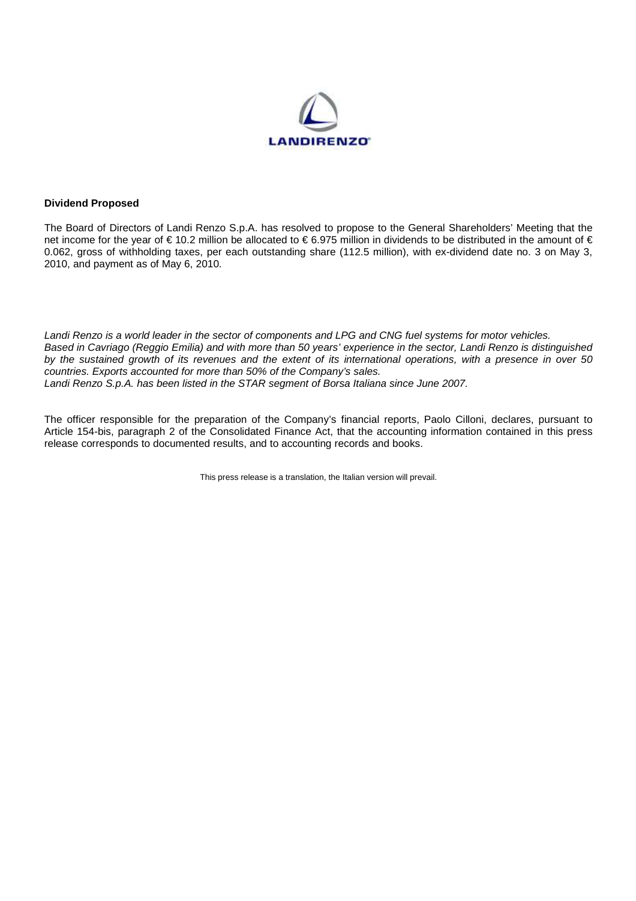**Dividend Proposed**

The Board of Directors of Landi Renzo S.p.A. has resolved to propose to the General Shareholders' Meeting that the net income for the year of € 10.2 million be allocated to € 6.975 million in dividends to be distributed in the amount of € 0.062, gross of withholding taxes, per each outstanding share (112.5 million), with ex-dividend date no. 3 on May 3, 2010, and payment as of May 6, 2010.

*Landi Renzo is a world leader in the sector of components and LPG and CNG fuel systems for motor vehicles. Based in Cavriago (Reggio Emilia) and with more than 50 years' experience in the sector, Landi Renzo is distinguished by the sustained growth of its revenues and the extent of its international operations, with a presence in over 50 countries. Exports accounted for more than 50% of the Company's sales.*
*Landi Renzo S.p.A. has been listed in the STAR segment of Borsa Italiana since June 2007.*

The officer responsible for the preparation of the Company's financial reports, Paolo Cilloni, declares, pursuant to Article 154-bis, paragraph 2 of the Consolidated Finance Act, that the accounting information contained in this press release corresponds to documented results, and to accounting records and books.

This press release is a translation, the Italian version will prevail.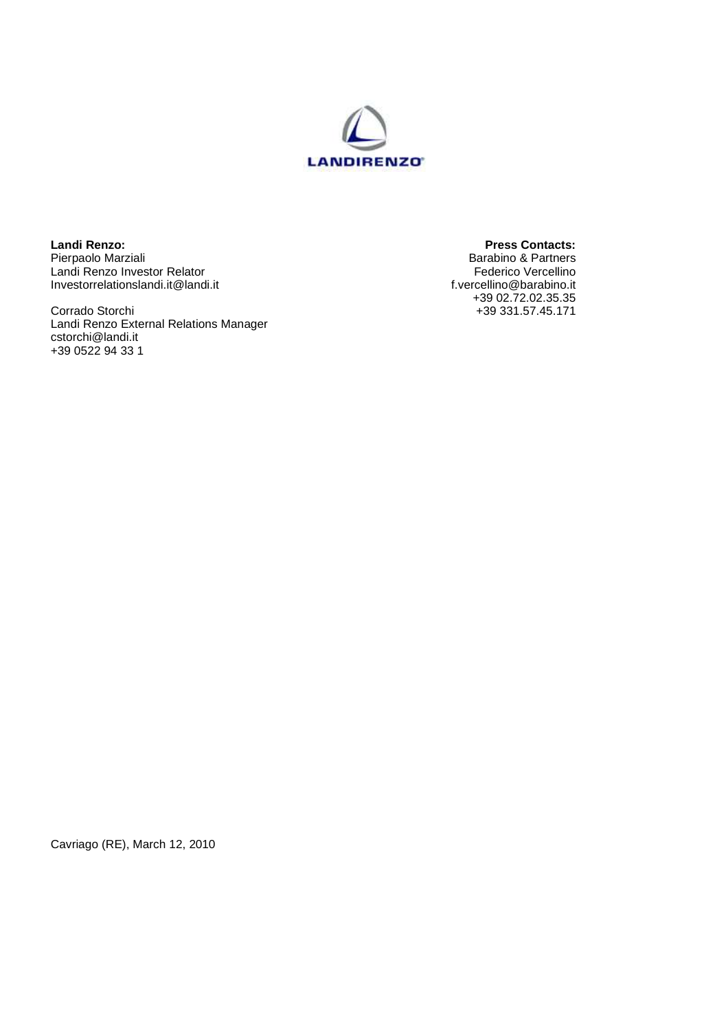LANDIRENZO

**Landi Renzo:**
Pierpaolo Marziali
Landi Renzo Investor Relator
Investorrelationslandi.it@landi.it

Corrado Storchi
Landi Renzo External Relations Manager
cstorchi@landi.it
+39 0522 94 33 1

**Press Contacts:**
Barabino & Partners
Federico Vercellino
f.vercellino@barabino.it
+39 02.72.02.35.35
+39 331.57.45.171

Cavriago (RE), March 12, 2010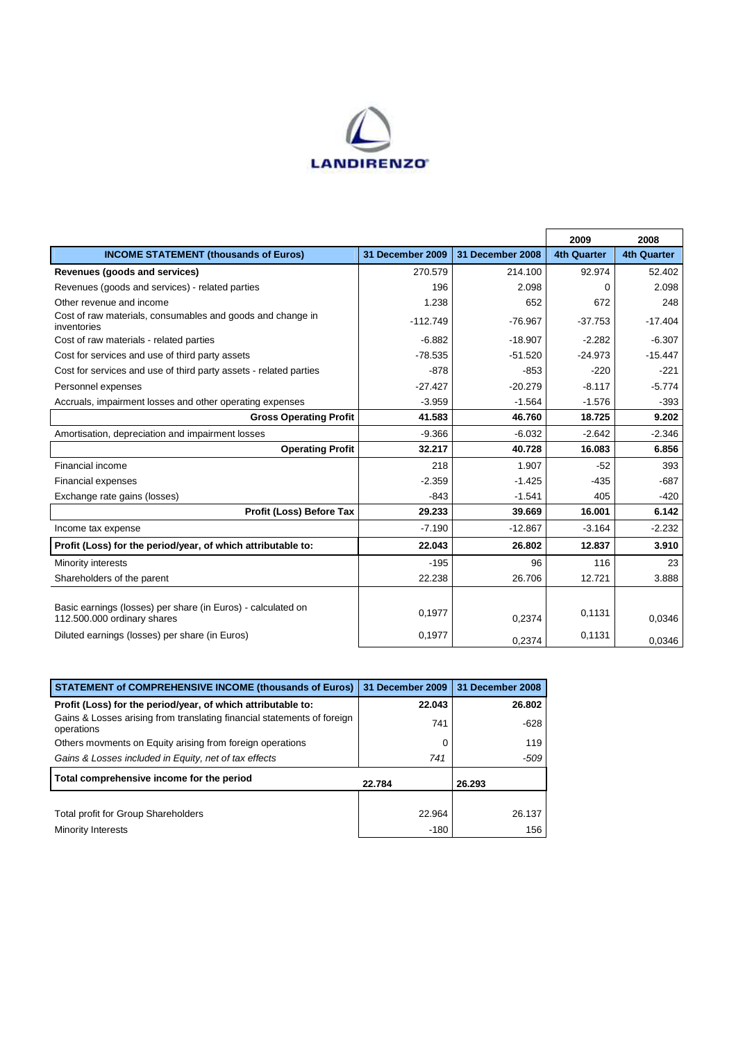LANDIRENZO

| INCOME STATEMENT (thousands of Euros) | 31 December 2009 | 31 December 2008 | 2009 4th Quarter | 2008 4th Quarter |
|---|---|---|---|---|
| **Revenues (goods and services)** | 270.579 | 214.100 | 92.974 | 52.402 |
| Revenues (goods and services) - related parties | 196 | 2.098 | 0 | 2.098 |
| Other revenue and income | 1.238 | 652 | 672 | 248 |
| Cost of raw materials, consumables and goods and change in inventories | -112.749 | -76.967 | -37.753 | -17.404 |
| Cost of raw materials - related parties | -6.882 | -18.907 | -2.282 | -6.307 |
| Cost for services and use of third party assets | -78.535 | -51.520 | -24.973 | -15.447 |
| Cost for services and use of third party assets - related parties | -878 | -853 | -220 | -221 |
| Personnel expenses | -27.427 | -20.279 | -8.117 | -5.774 |
| Accruals, impairment losses and other operating expenses | -3.959 | -1.564 | -1.576 | -393 |
| **Gross Operating Profit** | **41.583** | **46.760** | **18.725** | **9.202** |
| Amortisation, depreciation and impairment losses | -9.366 | -6.032 | -2.642 | -2.346 |
| **Operating Profit** | **32.217** | **40.728** | **16.083** | **6.856** |
| Financial income | 218 | 1.907 | -52 | 393 |
| Financial expenses | -2.359 | -1.425 | -435 | -687 |
| Exchange rate gains (losses) | -843 | -1.541 | 405 | -420 |
| **Profit (Loss) Before Tax** | **29.233** | **39.669** | **16.001** | **6.142** |
| Income tax expense | -7.190 | -12.867 | -3.164 | -2.232 |
| **Profit (Loss) for the period/year, of which attributable to:** | **22.043** | **26.802** | **12.837** | **3.910** |
| Minority interests | -195 | 96 | 116 | 23 |
| Shareholders of the parent | 22.238 | 26.706 | 12.721 | 3.888 |
| Basic earnings (losses) per share (in Euros) - calculated on 112.500.000 ordinary shares | 0,1977 | 0,2374 | 0,1131 | 0,0346 |
| Diluted earnings (losses) per share (in Euros) | 0,1977 | 0,2374 | 0,1131 | 0,0346 |

| STATEMENT of COMPREHENSIVE INCOME (thousands of Euros) | 31 December 2009 | 31 December 2008 |
|---|---|---|
| **Profit (Loss) for the period/year, of which attributable to:** | **22.043** | **26.802** |
| Gains & Losses arising from translating financial statements of foreign operations | 741 | -628 |
| Others movments on Equity arising from foreign operations | 0 | 119 |
| *Gains & Losses included in Equity, net of tax effects* | *741* | *-509* |
| **Total comprehensive income for the period** | **22.784** | **26.293** |
| Total profit for Group Shareholders | 22.964 | 26.137 |
| Minority Interests | -180 | 156 |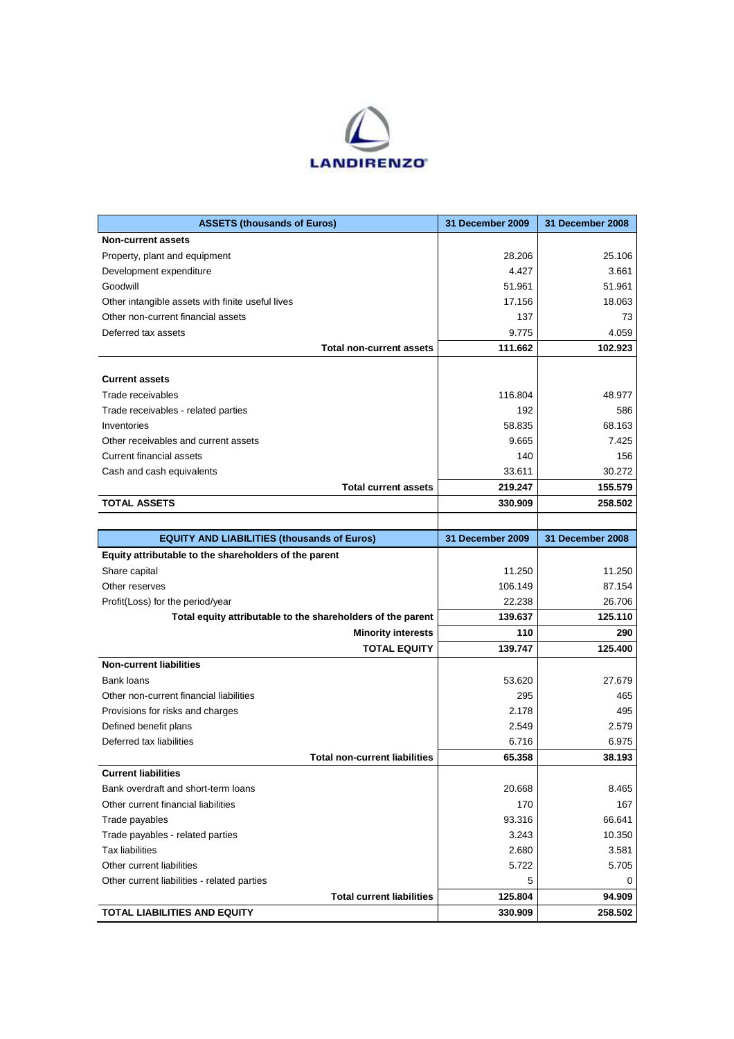LANDIRENZO

| ASSETS (thousands of Euros) | 31 December 2009 | 31 December 2008 |
|---|---|---|
| **Non-current assets** | | |
| Property, plant and equipment | 28.206 | 25.106 |
| Development expenditure | 4.427 | 3.661 |
| Goodwill | 51.961 | 51.961 |
| Other intangible assets with finite useful lives | 17.156 | 18.063 |
| Other non-current financial assets | 137 | 73 |
| Deferred tax assets | 9.775 | 4.059 |
| **Total non-current assets** | **111.662** | **102.923** |
| **Current assets** | | |
| Trade receivables | 116.804 | 48.977 |
| Trade receivables - related parties | 192 | 586 |
| Inventories | 58.835 | 68.163 |
| Other receivables and current assets | 9.665 | 7.425 |
| Current financial assets | 140 | 156 |
| Cash and cash equivalents | 33.611 | 30.272 |
| **Total current assets** | **219.247** | **155.579** |
| **TOTAL ASSETS** | **330.909** | **258.502** |

| EQUITY AND LIABILITIES (thousands of Euros) | 31 December 2009 | 31 December 2008 |
|---|---|---|
| **Equity attributable to the shareholders of the parent** | | |
| Share capital | 11.250 | 11.250 |
| Other reserves | 106.149 | 87.154 |
| Profit(Loss) for the period/year | 22.238 | 26.706 |
| **Total equity attributable to the shareholders of the parent** | **139.637** | **125.110** |
| **Minority interests** | **110** | **290** |
| **TOTAL EQUITY** | **139.747** | **125.400** |
| **Non-current liabilities** | | |
| Bank loans | 53.620 | 27.679 |
| Other non-current financial liabilities | 295 | 465 |
| Provisions for risks and charges | 2.178 | 495 |
| Defined benefit plans | 2.549 | 2.579 |
| Deferred tax liabilities | 6.716 | 6.975 |
| **Total non-current liabilities** | **65.358** | **38.193** |
| **Current liabilities** | | |
| Bank overdraft and short-term loans | 20.668 | 8.465 |
| Other current financial liabilities | 170 | 167 |
| Trade payables | 93.316 | 66.641 |
| Trade payables - related parties | 3.243 | 10.350 |
| Tax liabilities | 2.680 | 3.581 |
| Other current liabilities | 5.722 | 5.705 |
| Other current liabilities - related parties | 5 | 0 |
| **Total current liabilities** | **125.804** | **94.909** |
| **TOTAL LIABILITIES AND EQUITY** | **330.909** | **258.502** |